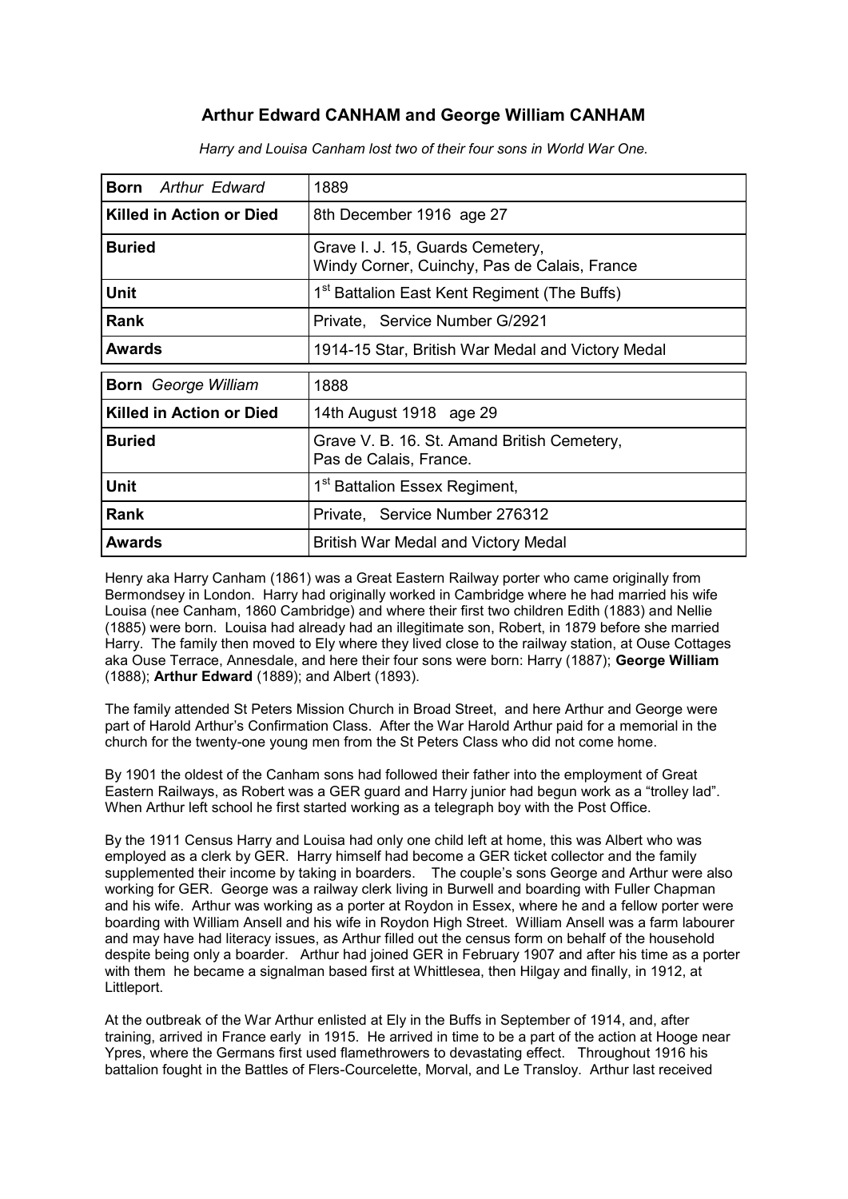# Arthur Edward CANHAM and George William CANHAM

*Harry and Louisa Canham lost two of their four sons in World War One.*

| **Born** *Arthur Edward* | 1889 |
|---|---|
| **Killed in Action or Died** | 8th December 1916 age 27 |
| **Buried** | Grave I. J. 15, Guards Cemetery, Windy Corner, Cuinchy, Pas de Calais, France |
| **Unit** | 1st Battalion East Kent Regiment (The Buffs) |
| **Rank** | Private, Service Number G/2921 |
| **Awards** | 1914-15 Star, British War Medal and Victory Medal |

| **Born** *George William* | 1888 |
|---|---|
| **Killed in Action or Died** | 14th August 1918 age 29 |
| **Buried** | Grave V. B. 16. St. Amand British Cemetery, Pas de Calais, France. |
| **Unit** | 1st Battalion Essex Regiment, |
| **Rank** | Private, Service Number 276312 |
| **Awards** | British War Medal and Victory Medal |

Henry aka Harry Canham (1861) was a Great Eastern Railway porter who came originally from Bermondsey in London. Harry had originally worked in Cambridge where he had married his wife Louisa (nee Canham, 1860 Cambridge) and where their first two children Edith (1883) and Nellie (1885) were born. Louisa had already had an illegitimate son, Robert, in 1879 before she married Harry. The family then moved to Ely where they lived close to the railway station, at Ouse Cottages aka Ouse Terrace, Annesdale, and here their four sons were born: Harry (1887); **George William** (1888); **Arthur Edward** (1889); and Albert (1893).

The family attended St Peters Mission Church in Broad Street, and here Arthur and George were part of Harold Arthur's Confirmation Class. After the War Harold Arthur paid for a memorial in the church for the twenty-one young men from the St Peters Class who did not come home.

By 1901 the oldest of the Canham sons had followed their father into the employment of Great Eastern Railways, as Robert was a GER guard and Harry junior had begun work as a "trolley lad". When Arthur left school he first started working as a telegraph boy with the Post Office.

By the 1911 Census Harry and Louisa had only one child left at home, this was Albert who was employed as a clerk by GER. Harry himself had become a GER ticket collector and the family supplemented their income by taking in boarders. The couple's sons George and Arthur were also working for GER. George was a railway clerk living in Burwell and boarding with Fuller Chapman and his wife. Arthur was working as a porter at Roydon in Essex, where he and a fellow porter were boarding with William Ansell and his wife in Roydon High Street. William Ansell was a farm labourer and may have had literacy issues, as Arthur filled out the census form on behalf of the household despite being only a boarder. Arthur had joined GER in February 1907 and after his time as a porter with them he became a signalman based first at Whittlesea, then Hilgay and finally, in 1912, at Littleport.

At the outbreak of the War Arthur enlisted at Ely in the Buffs in September of 1914, and, after training, arrived in France early in 1915. He arrived in time to be a part of the action at Hooge near Ypres, where the Germans first used flamethrowers to devastating effect. Throughout 1916 his battalion fought in the Battles of Flers-Courcelette, Morval, and Le Transloy. Arthur last received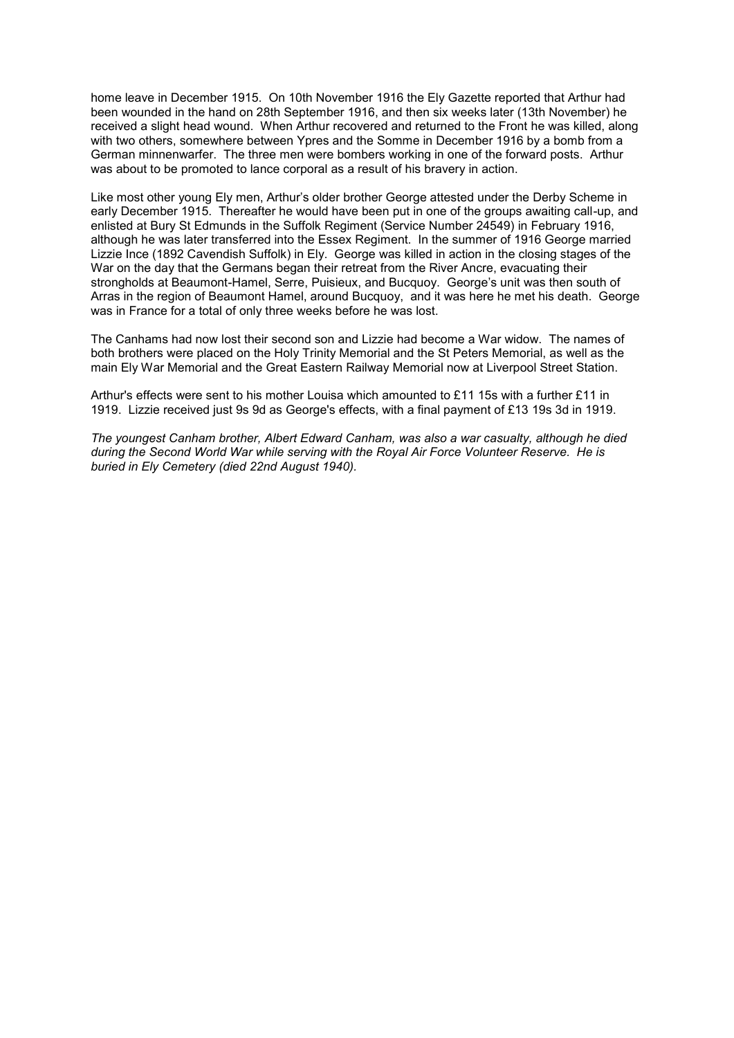home leave in December 1915. On 10th November 1916 the Ely Gazette reported that Arthur had been wounded in the hand on 28th September 1916, and then six weeks later (13th November) he received a slight head wound. When Arthur recovered and returned to the Front he was killed, along with two others, somewhere between Ypres and the Somme in December 1916 by a bomb from a German minnenwarfer. The three men were bombers working in one of the forward posts. Arthur was about to be promoted to lance corporal as a result of his bravery in action.

Like most other young Ely men, Arthur's older brother George attested under the Derby Scheme in early December 1915. Thereafter he would have been put in one of the groups awaiting call-up, and enlisted at Bury St Edmunds in the Suffolk Regiment (Service Number 24549) in February 1916, although he was later transferred into the Essex Regiment. In the summer of 1916 George married Lizzie Ince (1892 Cavendish Suffolk) in Ely. George was killed in action in the closing stages of the War on the day that the Germans began their retreat from the River Ancre, evacuating their strongholds at Beaumont-Hamel, Serre, Puisieux, and Bucquoy. George's unit was then south of Arras in the region of Beaumont Hamel, around Bucquoy, and it was here he met his death. George was in France for a total of only three weeks before he was lost.

The Canhams had now lost their second son and Lizzie had become a War widow. The names of both brothers were placed on the Holy Trinity Memorial and the St Peters Memorial, as well as the main Ely War Memorial and the Great Eastern Railway Memorial now at Liverpool Street Station.

Arthur's effects were sent to his mother Louisa which amounted to £11 15s with a further £11 in 1919. Lizzie received just 9s 9d as George's effects, with a final payment of £13 19s 3d in 1919.

*The youngest Canham brother, Albert Edward Canham, was also a war casualty, although he died during the Second World War while serving with the Royal Air Force Volunteer Reserve. He is buried in Ely Cemetery (died 22nd August 1940).*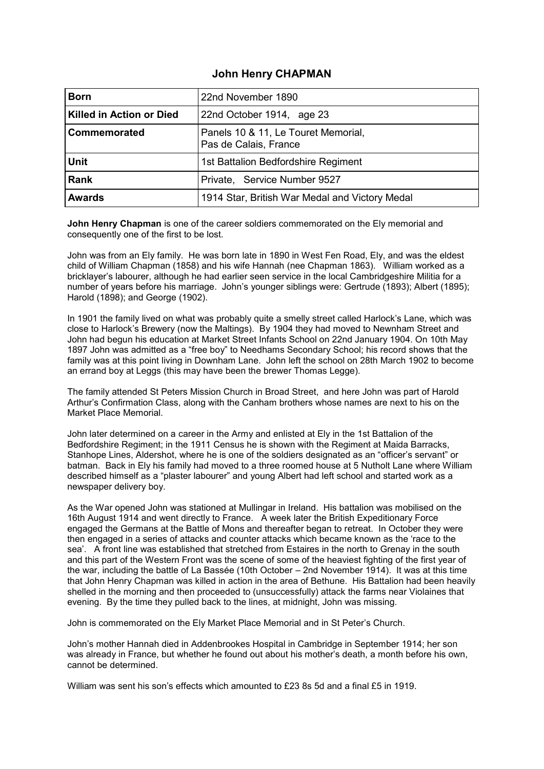## John Henry CHAPMAN

| | |
|---|---|
| **Born** | 22nd November 1890 |
| **Killed in Action or Died** | 22nd October 1914, age 23 |
| **Commemorated** | Panels 10 & 11, Le Touret Memorial, Pas de Calais, France |
| **Unit** | 1st Battalion Bedfordshire Regiment |
| **Rank** | Private, Service Number 9527 |
| **Awards** | 1914 Star, British War Medal and Victory Medal |

**John Henry Chapman** is one of the career soldiers commemorated on the Ely memorial and consequently one of the first to be lost.

John was from an Ely family. He was born late in 1890 in West Fen Road, Ely, and was the eldest child of William Chapman (1858) and his wife Hannah (nee Chapman 1863). William worked as a bricklayer's labourer, although he had earlier seen service in the local Cambridgeshire Militia for a number of years before his marriage. John's younger siblings were: Gertrude (1893); Albert (1895); Harold (1898); and George (1902).

In 1901 the family lived on what was probably quite a smelly street called Harlock's Lane, which was close to Harlock's Brewery (now the Maltings). By 1904 they had moved to Newnham Street and John had begun his education at Market Street Infants School on 22nd January 1904. On 10th May 1897 John was admitted as a "free boy" to Needhams Secondary School; his record shows that the family was at this point living in Downham Lane. John left the school on 28th March 1902 to become an errand boy at Leggs (this may have been the brewer Thomas Legge).

The family attended St Peters Mission Church in Broad Street, and here John was part of Harold Arthur's Confirmation Class, along with the Canham brothers whose names are next to his on the Market Place Memorial.

John later determined on a career in the Army and enlisted at Ely in the 1st Battalion of the Bedfordshire Regiment; in the 1911 Census he is shown with the Regiment at Maida Barracks, Stanhope Lines, Aldershot, where he is one of the soldiers designated as an "officer's servant" or batman. Back in Ely his family had moved to a three roomed house at 5 Nutholt Lane where William described himself as a "plaster labourer" and young Albert had left school and started work as a newspaper delivery boy.

As the War opened John was stationed at Mullingar in Ireland. His battalion was mobilised on the 16th August 1914 and went directly to France. A week later the British Expeditionary Force engaged the Germans at the Battle of Mons and thereafter began to retreat. In October they were then engaged in a series of attacks and counter attacks which became known as the 'race to the sea'. A front line was established that stretched from Estaires in the north to Grenay in the south and this part of the Western Front was the scene of some of the heaviest fighting of the first year of the war, including the battle of La Bassée (10th October – 2nd November 1914). It was at this time that John Henry Chapman was killed in action in the area of Bethune. His Battalion had been heavily shelled in the morning and then proceeded to (unsuccessfully) attack the farms near Violaines that evening. By the time they pulled back to the lines, at midnight, John was missing.

John is commemorated on the Ely Market Place Memorial and in St Peter's Church.

John's mother Hannah died in Addenbrookes Hospital in Cambridge in September 1914; her son was already in France, but whether he found out about his mother's death, a month before his own, cannot be determined.

William was sent his son's effects which amounted to £23 8s 5d and a final £5 in 1919.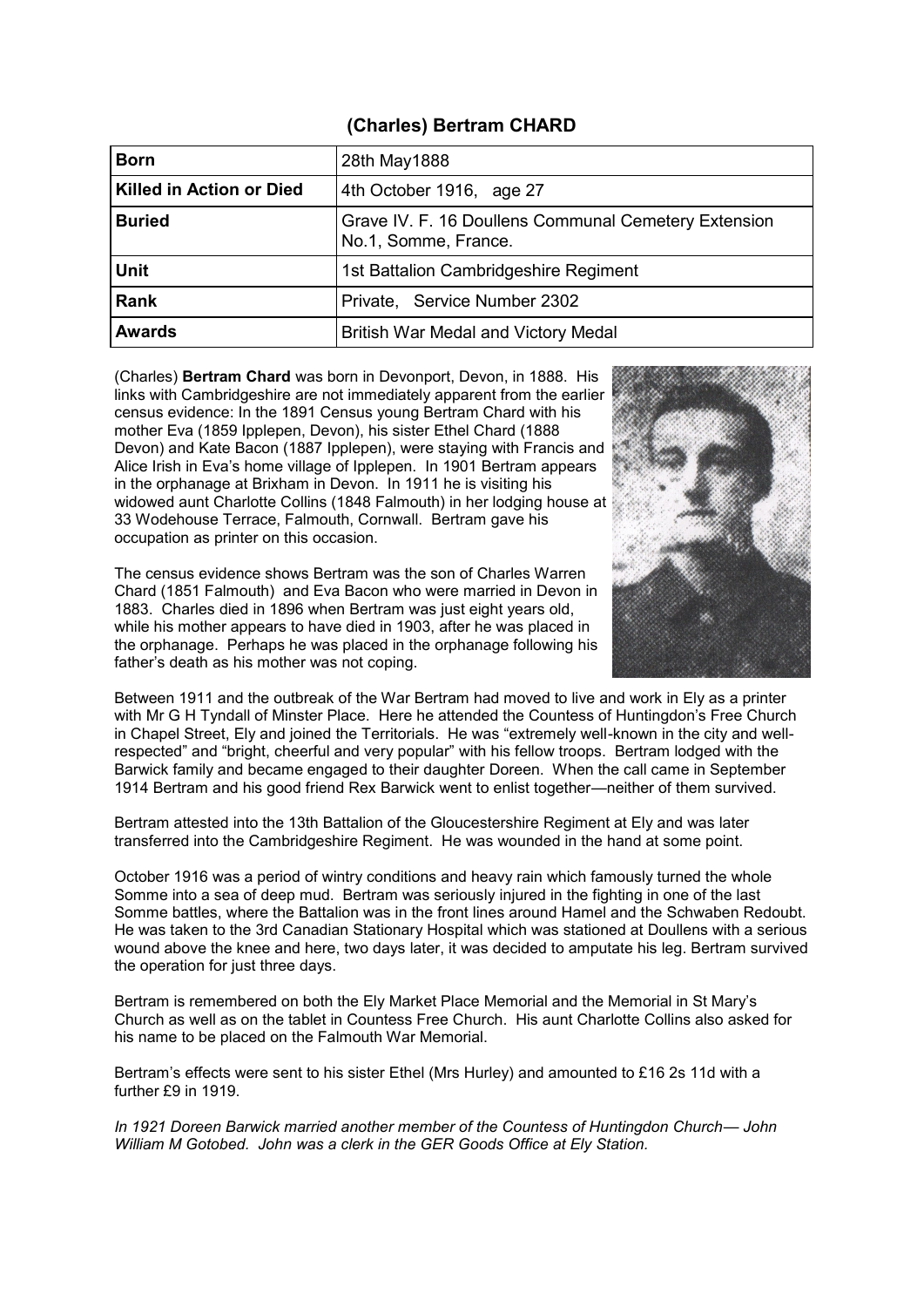## (Charles) Bertram CHARD

| **Born** | 28th May1888 |
|---|---|
| **Killed in Action or Died** | 4th October 1916, age 27 |
| **Buried** | Grave IV. F. 16 Doullens Communal Cemetery Extension No.1, Somme, France. |
| **Unit** | 1st Battalion Cambridgeshire Regiment |
| **Rank** | Private, Service Number 2302 |
| **Awards** | British War Medal and Victory Medal |

(Charles) **Bertram Chard** was born in Devonport, Devon, in 1888. His links with Cambridgeshire are not immediately apparent from the earlier census evidence: In the 1891 Census young Bertram Chard with his mother Eva (1859 Ipplepen, Devon), his sister Ethel Chard (1888 Devon) and Kate Bacon (1887 Ipplepen), were staying with Francis and Alice Irish in Eva's home village of Ipplepen. In 1901 Bertram appears in the orphanage at Brixham in Devon. In 1911 he is visiting his widowed aunt Charlotte Collins (1848 Falmouth) in her lodging house at 33 Wodehouse Terrace, Falmouth, Cornwall. Bertram gave his occupation as printer on this occasion.

The census evidence shows Bertram was the son of Charles Warren Chard (1851 Falmouth) and Eva Bacon who were married in Devon in 1883. Charles died in 1896 when Bertram was just eight years old, while his mother appears to have died in 1903, after he was placed in the orphanage. Perhaps he was placed in the orphanage following his father's death as his mother was not coping.

Between 1911 and the outbreak of the War Bertram had moved to live and work in Ely as a printer with Mr G H Tyndall of Minster Place. Here he attended the Countess of Huntingdon's Free Church in Chapel Street, Ely and joined the Territorials. He was "extremely well-known in the city and well-respected" and "bright, cheerful and very popular" with his fellow troops. Bertram lodged with the Barwick family and became engaged to their daughter Doreen. When the call came in September 1914 Bertram and his good friend Rex Barwick went to enlist together—neither of them survived.

Bertram attested into the 13th Battalion of the Gloucestershire Regiment at Ely and was later transferred into the Cambridgeshire Regiment. He was wounded in the hand at some point.

October 1916 was a period of wintry conditions and heavy rain which famously turned the whole Somme into a sea of deep mud. Bertram was seriously injured in the fighting in one of the last Somme battles, where the Battalion was in the front lines around Hamel and the Schwaben Redoubt. He was taken to the 3rd Canadian Stationary Hospital which was stationed at Doullens with a serious wound above the knee and here, two days later, it was decided to amputate his leg. Bertram survived the operation for just three days.

Bertram is remembered on both the Ely Market Place Memorial and the Memorial in St Mary's Church as well as on the tablet in Countess Free Church. His aunt Charlotte Collins also asked for his name to be placed on the Falmouth War Memorial.

Bertram's effects were sent to his sister Ethel (Mrs Hurley) and amounted to £16 2s 11d with a further £9 in 1919.

*In 1921 Doreen Barwick married another member of the Countess of Huntingdon Church— John William M Gotobed. John was a clerk in the GER Goods Office at Ely Station.*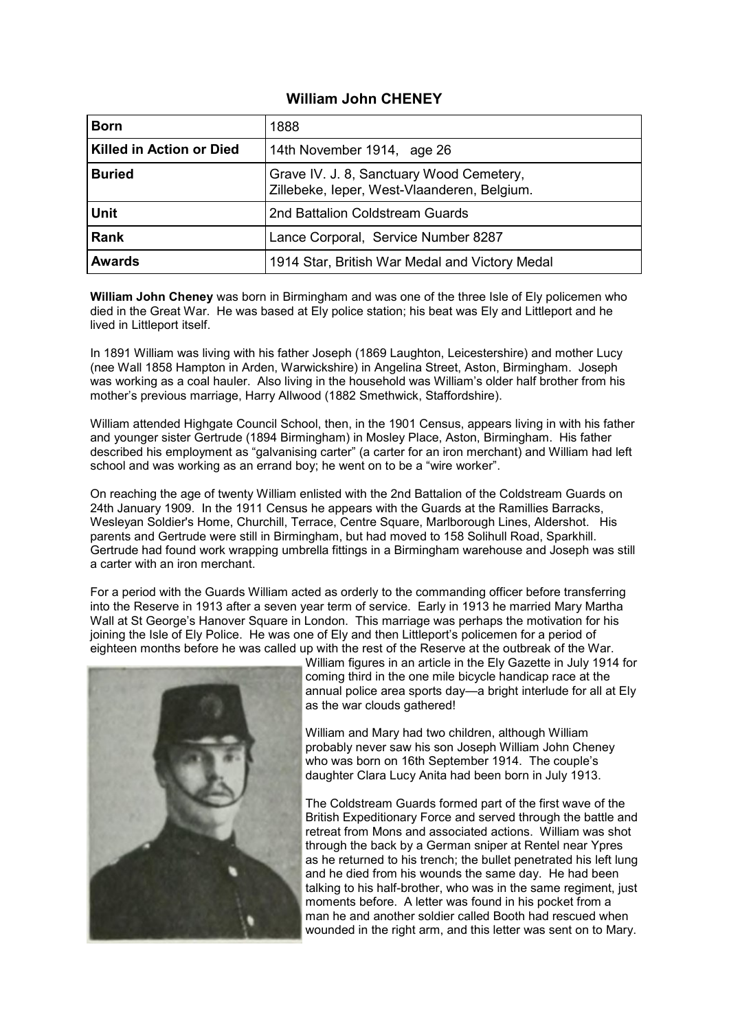## William John CHENEY

| Born | 1888 |
|---|---|
| Killed in Action or Died | 14th November 1914,   age 26 |
| Buried | Grave IV. J. 8, Sanctuary Wood Cemetery, Zillebeke, Ieper, West-Vlaanderen, Belgium. |
| Unit | 2nd Battalion Coldstream Guards |
| Rank | Lance Corporal,  Service Number 8287 |
| Awards | 1914 Star, British War Medal and Victory Medal |

**William John Cheney** was born in Birmingham and was one of the three Isle of Ely policemen who died in the Great War. He was based at Ely police station; his beat was Ely and Littleport and he lived in Littleport itself.

In 1891 William was living with his father Joseph (1869 Laughton, Leicestershire) and mother Lucy (nee Wall 1858 Hampton in Arden, Warwickshire) in Angelina Street, Aston, Birmingham. Joseph was working as a coal hauler. Also living in the household was William's older half brother from his mother's previous marriage, Harry Allwood (1882 Smethwick, Staffordshire).

William attended Highgate Council School, then, in the 1901 Census, appears living in with his father and younger sister Gertrude (1894 Birmingham) in Mosley Place, Aston, Birmingham. His father described his employment as "galvanising carter" (a carter for an iron merchant) and William had left school and was working as an errand boy; he went on to be a "wire worker".

On reaching the age of twenty William enlisted with the 2nd Battalion of the Coldstream Guards on 24th January 1909. In the 1911 Census he appears with the Guards at the Ramillies Barracks, Wesleyan Soldier's Home, Churchill, Terrace, Centre Square, Marlborough Lines, Aldershot. His parents and Gertrude were still in Birmingham, but had moved to 158 Solihull Road, Sparkhill. Gertrude had found work wrapping umbrella fittings in a Birmingham warehouse and Joseph was still a carter with an iron merchant.

For a period with the Guards William acted as orderly to the commanding officer before transferring into the Reserve in 1913 after a seven year term of service. Early in 1913 he married Mary Martha Wall at St George's Hanover Square in London. This marriage was perhaps the motivation for his joining the Isle of Ely Police. He was one of Ely and then Littleport's policemen for a period of eighteen months before he was called up with the rest of the Reserve at the outbreak of the War.

William figures in an article in the Ely Gazette in July 1914 for coming third in the one mile bicycle handicap race at the annual police area sports day—a bright interlude for all at Ely as the war clouds gathered!

William and Mary had two children, although William probably never saw his son Joseph William John Cheney who was born on 16th September 1914. The couple's daughter Clara Lucy Anita had been born in July 1913.

The Coldstream Guards formed part of the first wave of the British Expeditionary Force and served through the battle and retreat from Mons and associated actions. William was shot through the back by a German sniper at Rentel near Ypres as he returned to his trench; the bullet penetrated his left lung and he died from his wounds the same day. He had been talking to his half-brother, who was in the same regiment, just moments before. A letter was found in his pocket from a man he and another soldier called Booth had rescued when wounded in the right arm, and this letter was sent on to Mary.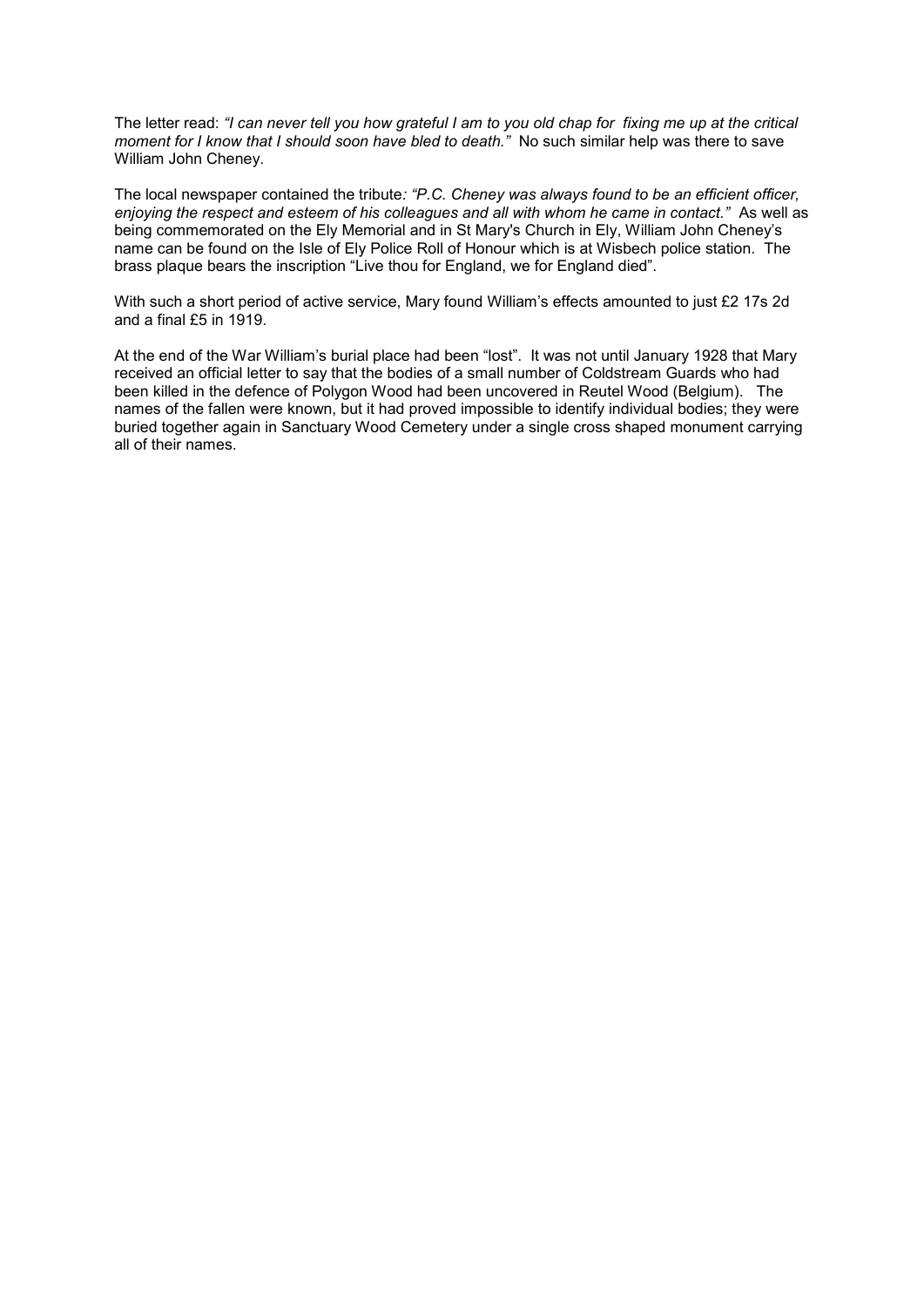The letter read: *"I can never tell you how grateful I am to you old chap for fixing me up at the critical moment for I know that I should soon have bled to death."* No such similar help was there to save William John Cheney.

The local newspaper contained the tribute*: "P.C. Cheney was always found to be an efficient officer, enjoying the respect and esteem of his colleagues and all with whom he came in contact."* As well as being commemorated on the Ely Memorial and in St Mary's Church in Ely, William John Cheney's name can be found on the Isle of Ely Police Roll of Honour which is at Wisbech police station. The brass plaque bears the inscription "Live thou for England, we for England died".

With such a short period of active service, Mary found William's effects amounted to just £2 17s 2d and a final £5 in 1919.

At the end of the War William's burial place had been "lost". It was not until January 1928 that Mary received an official letter to say that the bodies of a small number of Coldstream Guards who had been killed in the defence of Polygon Wood had been uncovered in Reutel Wood (Belgium). The names of the fallen were known, but it had proved impossible to identify individual bodies; they were buried together again in Sanctuary Wood Cemetery under a single cross shaped monument carrying all of their names.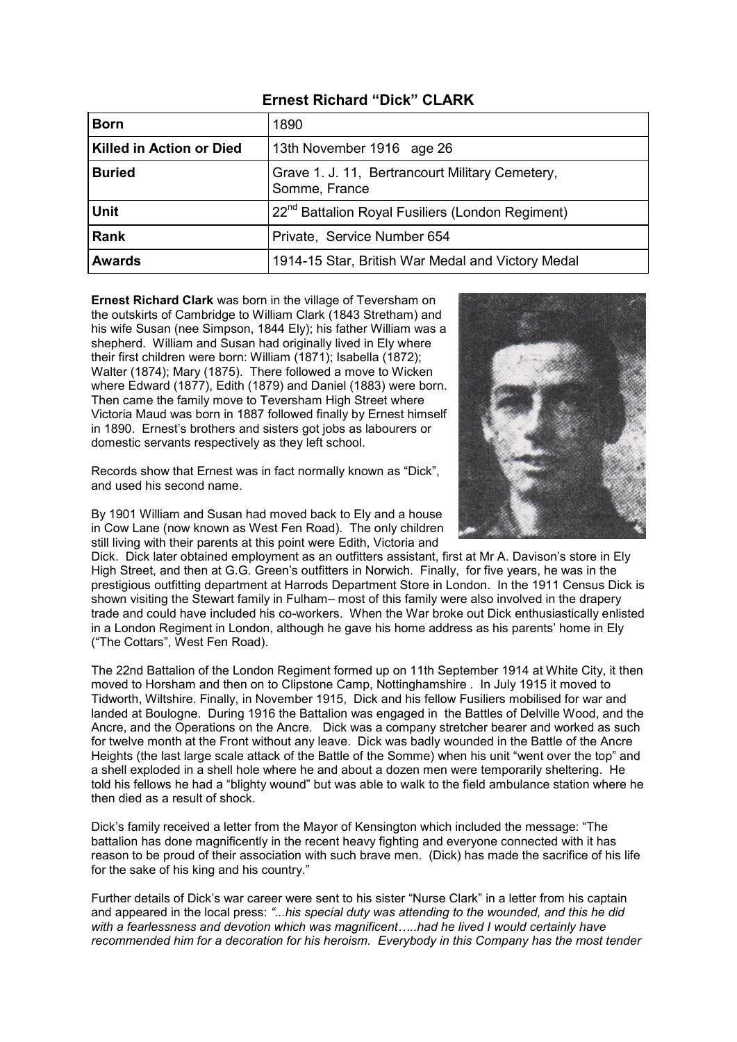## Ernest Richard "Dick" CLARK

| | |
|---|---|
| **Born** | 1890 |
| **Killed in Action or Died** | 13th November 1916 age 26 |
| **Buried** | Grave 1. J. 11, Bertrancourt Military Cemetery, Somme, France |
| **Unit** | 22nd Battalion Royal Fusiliers (London Regiment) |
| **Rank** | Private, Service Number 654 |
| **Awards** | 1914-15 Star, British War Medal and Victory Medal |

**Ernest Richard Clark** was born in the village of Teversham on the outskirts of Cambridge to William Clark (1843 Stretham) and his wife Susan (nee Simpson, 1844 Ely); his father William was a shepherd. William and Susan had originally lived in Ely where their first children were born: William (1871); Isabella (1872); Walter (1874); Mary (1875). There followed a move to Wicken where Edward (1877), Edith (1879) and Daniel (1883) were born. Then came the family move to Teversham High Street where Victoria Maud was born in 1887 followed finally by Ernest himself in 1890. Ernest's brothers and sisters got jobs as labourers or domestic servants respectively as they left school.

Records show that Ernest was in fact normally known as "Dick", and used his second name.

By 1901 William and Susan had moved back to Ely and a house in Cow Lane (now known as West Fen Road). The only children still living with their parents at this point were Edith, Victoria and Dick. Dick later obtained employment as an outfitters assistant, first at Mr A. Davison's store in Ely High Street, and then at G.G. Green's outfitters in Norwich. Finally, for five years, he was in the prestigious outfitting department at Harrods Department Store in London. In the 1911 Census Dick is shown visiting the Stewart family in Fulham– most of this family were also involved in the drapery trade and could have included his co-workers. When the War broke out Dick enthusiastically enlisted in a London Regiment in London, although he gave his home address as his parents' home in Ely ("The Cottars", West Fen Road).

The 22nd Battalion of the London Regiment formed up on 11th September 1914 at White City, it then moved to Horsham and then on to Clipstone Camp, Nottinghamshire . In July 1915 it moved to Tidworth, Wiltshire. Finally, in November 1915, Dick and his fellow Fusiliers mobilised for war and landed at Boulogne. During 1916 the Battalion was engaged in the Battles of Delville Wood, and the Ancre, and the Operations on the Ancre. Dick was a company stretcher bearer and worked as such for twelve month at the Front without any leave. Dick was badly wounded in the Battle of the Ancre Heights (the last large scale attack of the Battle of the Somme) when his unit "went over the top" and a shell exploded in a shell hole where he and about a dozen men were temporarily sheltering. He told his fellows he had a "blighty wound" but was able to walk to the field ambulance station where he then died as a result of shock.

Dick's family received a letter from the Mayor of Kensington which included the message: "The battalion has done magnificently in the recent heavy fighting and everyone connected with it has reason to be proud of their association with such brave men. (Dick) has made the sacrifice of his life for the sake of his king and his country."

Further details of Dick's war career were sent to his sister "Nurse Clark" in a letter from his captain and appeared in the local press: *"...his special duty was attending to the wounded, and this he did with a fearlessness and devotion which was magnificent…..had he lived I would certainly have recommended him for a decoration for his heroism. Everybody in this Company has the most tender*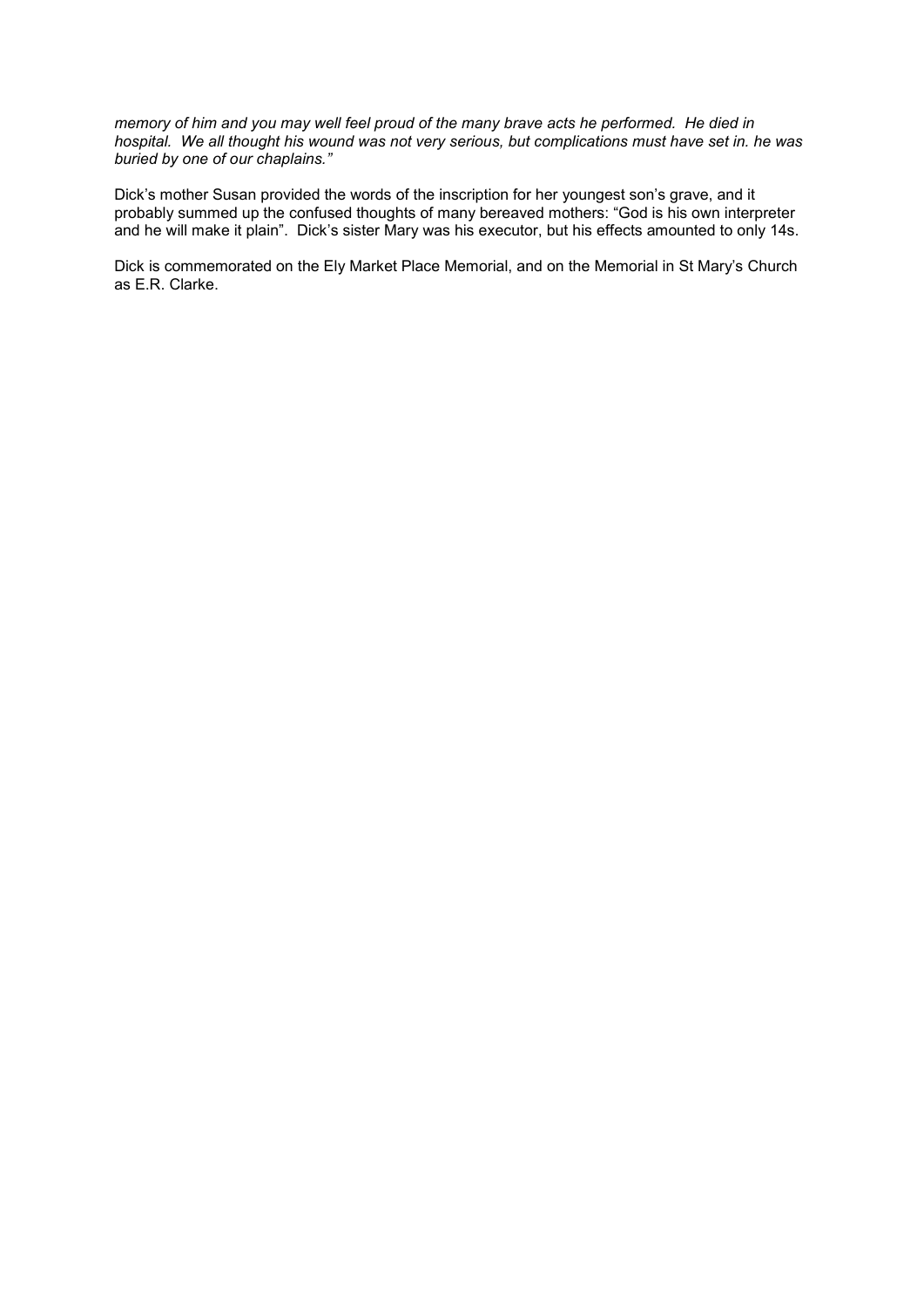*memory of him and you may well feel proud of the many brave acts he performed.  He died in hospital.  We all thought his wound was not very serious, but complications must have set in. he was buried by one of our chaplains."*

Dick's mother Susan provided the words of the inscription for her youngest son's grave, and it probably summed up the confused thoughts of many bereaved mothers: "God is his own interpreter and he will make it plain".  Dick's sister Mary was his executor, but his effects amounted to only 14s.

Dick is commemorated on the Ely Market Place Memorial, and on the Memorial in St Mary's Church as E.R. Clarke.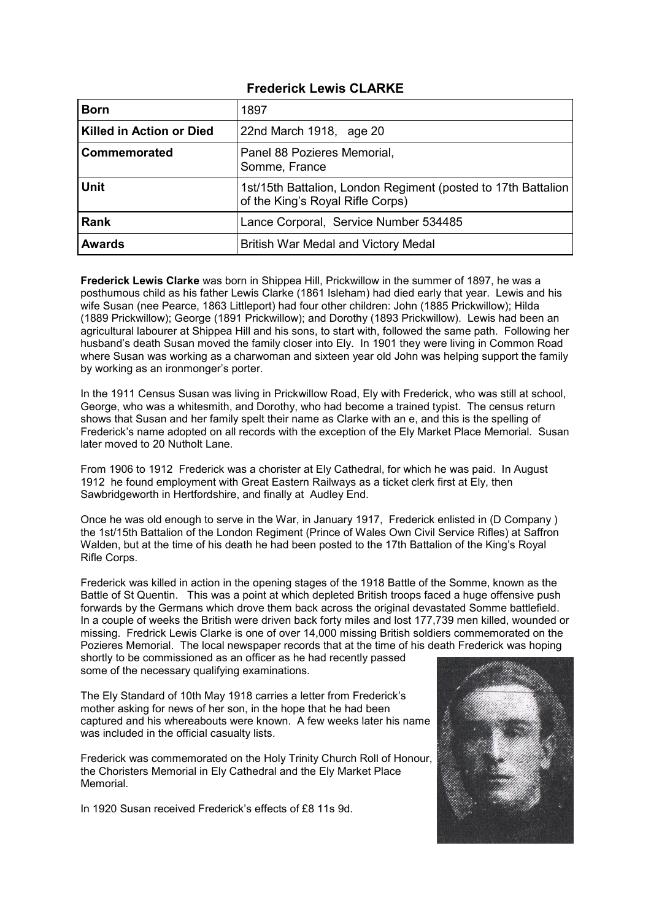## Frederick Lewis CLARKE

| **Born** | 1897 |
|---|---|
| **Killed in Action or Died** | 22nd March 1918, age 20 |
| **Commemorated** | Panel 88 Pozieres Memorial, Somme, France |
| **Unit** | 1st/15th Battalion, London Regiment (posted to 17th Battalion of the King's Royal Rifle Corps) |
| **Rank** | Lance Corporal, Service Number 534485 |
| **Awards** | British War Medal and Victory Medal |

**Frederick Lewis Clarke** was born in Shippea Hill, Prickwillow in the summer of 1897, he was a posthumous child as his father Lewis Clarke (1861 Isleham) had died early that year. Lewis and his wife Susan (nee Pearce, 1863 Littleport) had four other children: John (1885 Prickwillow); Hilda (1889 Prickwillow); George (1891 Prickwillow); and Dorothy (1893 Prickwillow). Lewis had been an agricultural labourer at Shippea Hill and his sons, to start with, followed the same path. Following her husband's death Susan moved the family closer into Ely. In 1901 they were living in Common Road where Susan was working as a charwoman and sixteen year old John was helping support the family by working as an ironmonger's porter.

In the 1911 Census Susan was living in Prickwillow Road, Ely with Frederick, who was still at school, George, who was a whitesmith, and Dorothy, who had become a trained typist. The census return shows that Susan and her family spelt their name as Clarke with an e, and this is the spelling of Frederick's name adopted on all records with the exception of the Ely Market Place Memorial. Susan later moved to 20 Nutholt Lane.

From 1906 to 1912 Frederick was a chorister at Ely Cathedral, for which he was paid. In August 1912 he found employment with Great Eastern Railways as a ticket clerk first at Ely, then Sawbridgeworth in Hertfordshire, and finally at Audley End.

Once he was old enough to serve in the War, in January 1917, Frederick enlisted in (D Company ) the 1st/15th Battalion of the London Regiment (Prince of Wales Own Civil Service Rifles) at Saffron Walden, but at the time of his death he had been posted to the 17th Battalion of the King's Royal Rifle Corps.

Frederick was killed in action in the opening stages of the 1918 Battle of the Somme, known as the Battle of St Quentin. This was a point at which depleted British troops faced a huge offensive push forwards by the Germans which drove them back across the original devastated Somme battlefield. In a couple of weeks the British were driven back forty miles and lost 177,739 men killed, wounded or missing. Fredrick Lewis Clarke is one of over 14,000 missing British soldiers commemorated on the Pozieres Memorial. The local newspaper records that at the time of his death Frederick was hoping shortly to be commissioned as an officer as he had recently passed some of the necessary qualifying examinations.

The Ely Standard of 10th May 1918 carries a letter from Frederick's mother asking for news of her son, in the hope that he had been captured and his whereabouts were known. A few weeks later his name was included in the official casualty lists.

Frederick was commemorated on the Holy Trinity Church Roll of Honour, the Choristers Memorial in Ely Cathedral and the Ely Market Place Memorial.

In 1920 Susan received Frederick's effects of £8 11s 9d.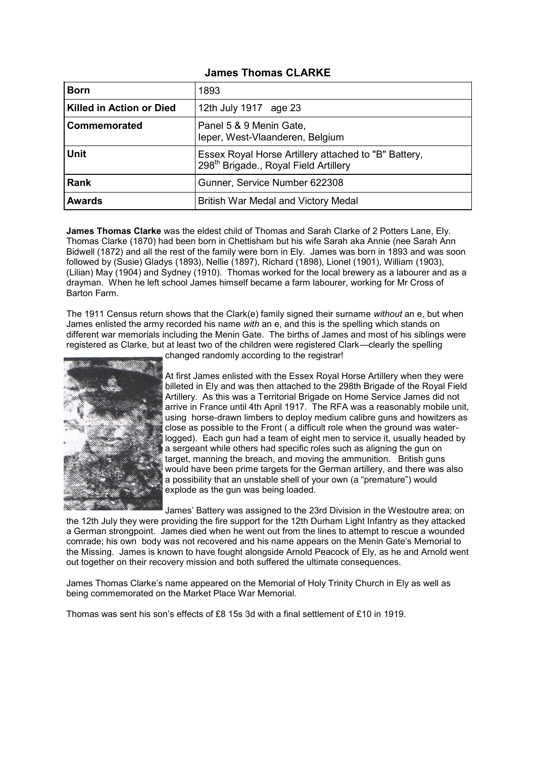## James Thomas CLARKE

| | |
|---|---|
| **Born** | 1893 |
| **Killed in Action or Died** | 12th July 1917 age 23 |
| **Commemorated** | Panel 5 & 9 Menin Gate, Ieper, West-Vlaanderen, Belgium |
| **Unit** | Essex Royal Horse Artillery attached to "B" Battery, 298th Brigade., Royal Field Artillery |
| **Rank** | Gunner, Service Number 622308 |
| **Awards** | British War Medal and Victory Medal |

**James Thomas Clarke** was the eldest child of Thomas and Sarah Clarke of 2 Potters Lane, Ely. Thomas Clarke (1870) had been born in Chettisham but his wife Sarah aka Annie (nee Sarah Ann Bidwell (1872) and all the rest of the family were born in Ely. James was born in 1893 and was soon followed by (Susie) Gladys (1893), Nellie (1897), Richard (1898), Lionel (1901), William (1903), (Lilian) May (1904) and Sydney (1910). Thomas worked for the local brewery as a labourer and as a drayman. When he left school James himself became a farm labourer, working for Mr Cross of Barton Farm.

The 1911 Census return shows that the Clark(e) family signed their surname *without* an e, but when James enlisted the army recorded his name *with* an e, and this is the spelling which stands on different war memorials including the Menin Gate. The births of James and most of his siblings were registered as Clarke, but at least two of the children were registered Clark—clearly the spelling changed randomly according to the registrar!

At first James enlisted with the Essex Royal Horse Artillery when they were billeted in Ely and was then attached to the 298th Brigade of the Royal Field Artillery. As this was a Territorial Brigade on Home Service James did not arrive in France until 4th April 1917. The RFA was a reasonably mobile unit, using horse-drawn limbers to deploy medium calibre guns and howitzers as close as possible to the Front ( a difficult role when the ground was water-logged). Each gun had a team of eight men to service it, usually headed by a sergeant while others had specific roles such as aligning the gun on target, manning the breach, and moving the ammunition. British guns would have been prime targets for the German artillery, and there was also a possibility that an unstable shell of your own (a "premature") would explode as the gun was being loaded.

James' Battery was assigned to the 23rd Division in the Westoutre area; on the 12th July they were providing the fire support for the 12th Durham Light Infantry as they attacked a German strongpoint. James died when he went out from the lines to attempt to rescue a wounded comrade; his own body was not recovered and his name appears on the Menin Gate's Memorial to the Missing. James is known to have fought alongside Arnold Peacock of Ely, as he and Arnold went out together on their recovery mission and both suffered the ultimate consequences.

James Thomas Clarke's name appeared on the Memorial of Holy Trinity Church in Ely as well as being commemorated on the Market Place War Memorial.

Thomas was sent his son's effects of £8 15s 3d with a final settlement of £10 in 1919.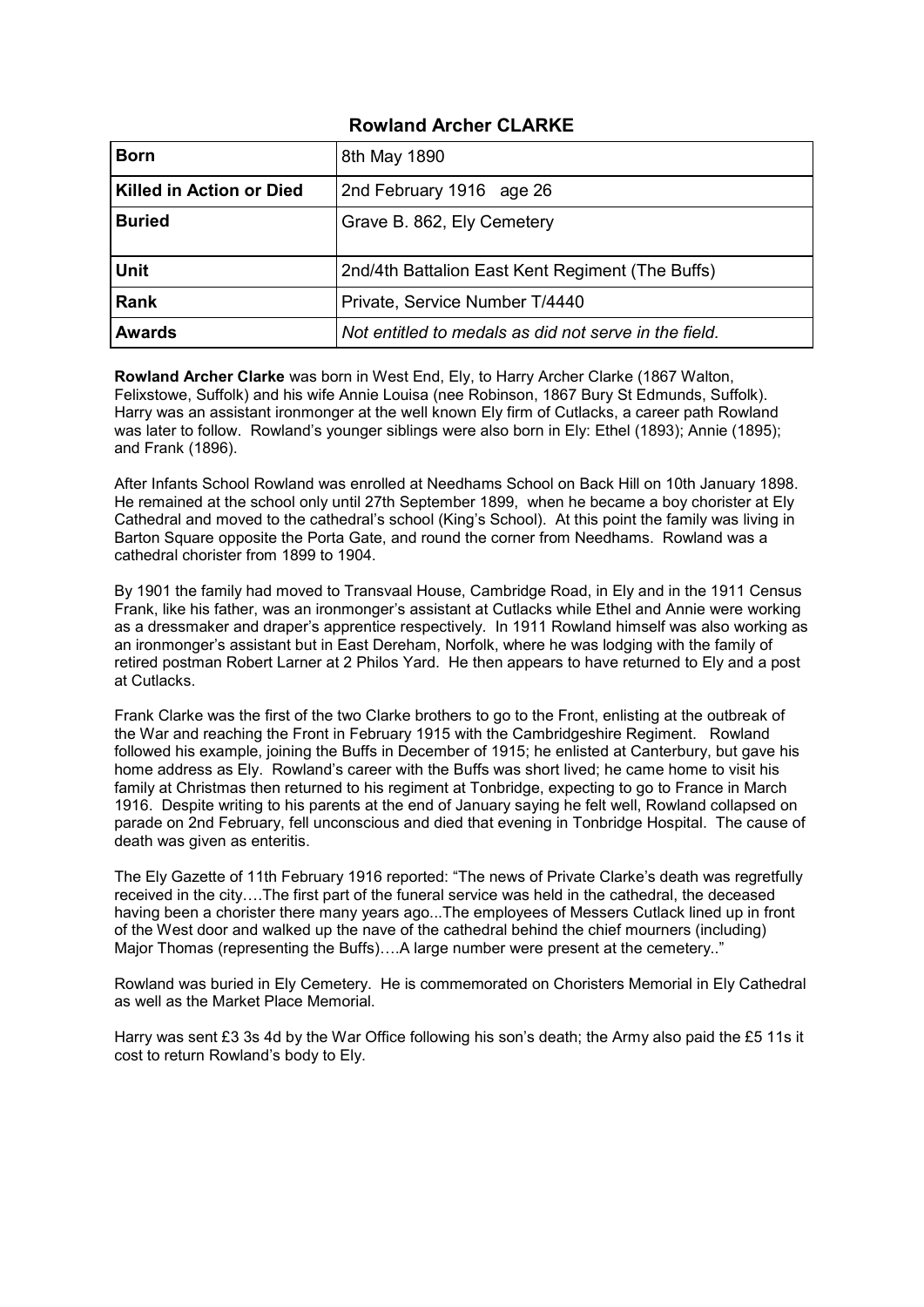## Rowland Archer CLARKE

| | |
|---|---|
| **Born** | 8th May 1890 |
| **Killed in Action or Died** | 2nd February 1916 age 26 |
| **Buried** | Grave B. 862, Ely Cemetery |
| **Unit** | 2nd/4th Battalion East Kent Regiment (The Buffs) |
| **Rank** | Private, Service Number T/4440 |
| **Awards** | *Not entitled to medals as did not serve in the field.* |

**Rowland Archer Clarke** was born in West End, Ely, to Harry Archer Clarke (1867 Walton, Felixstowe, Suffolk) and his wife Annie Louisa (nee Robinson, 1867 Bury St Edmunds, Suffolk). Harry was an assistant ironmonger at the well known Ely firm of Cutlacks, a career path Rowland was later to follow. Rowland's younger siblings were also born in Ely: Ethel (1893); Annie (1895); and Frank (1896).

After Infants School Rowland was enrolled at Needhams School on Back Hill on 10th January 1898. He remained at the school only until 27th September 1899, when he became a boy chorister at Ely Cathedral and moved to the cathedral's school (King's School). At this point the family was living in Barton Square opposite the Porta Gate, and round the corner from Needhams. Rowland was a cathedral chorister from 1899 to 1904.

By 1901 the family had moved to Transvaal House, Cambridge Road, in Ely and in the 1911 Census Frank, like his father, was an ironmonger's assistant at Cutlacks while Ethel and Annie were working as a dressmaker and draper's apprentice respectively. In 1911 Rowland himself was also working as an ironmonger's assistant but in East Dereham, Norfolk, where he was lodging with the family of retired postman Robert Larner at 2 Philos Yard. He then appears to have returned to Ely and a post at Cutlacks.

Frank Clarke was the first of the two Clarke brothers to go to the Front, enlisting at the outbreak of the War and reaching the Front in February 1915 with the Cambridgeshire Regiment. Rowland followed his example, joining the Buffs in December of 1915; he enlisted at Canterbury, but gave his home address as Ely. Rowland's career with the Buffs was short lived; he came home to visit his family at Christmas then returned to his regiment at Tonbridge, expecting to go to France in March 1916. Despite writing to his parents at the end of January saying he felt well, Rowland collapsed on parade on 2nd February, fell unconscious and died that evening in Tonbridge Hospital. The cause of death was given as enteritis.

The Ely Gazette of 11th February 1916 reported: "The news of Private Clarke's death was regretfully received in the city….The first part of the funeral service was held in the cathedral, the deceased having been a chorister there many years ago...The employees of Messers Cutlack lined up in front of the West door and walked up the nave of the cathedral behind the chief mourners (including) Major Thomas (representing the Buffs)….A large number were present at the cemetery.."

Rowland was buried in Ely Cemetery. He is commemorated on Choristers Memorial in Ely Cathedral as well as the Market Place Memorial.

Harry was sent £3 3s 4d by the War Office following his son's death; the Army also paid the £5 11s it cost to return Rowland's body to Ely.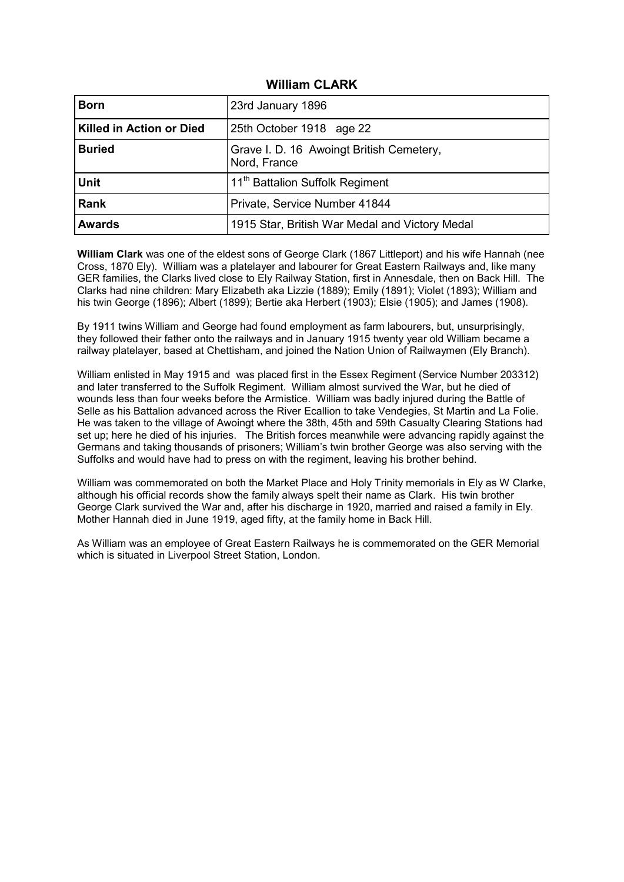# William CLARK

| | |
|---|---|
| **Born** | 23rd January 1896 |
| **Killed in Action or Died** | 25th October 1918 age 22 |
| **Buried** | Grave I. D. 16 Awoingt British Cemetery, Nord, France |
| **Unit** | 11th Battalion Suffolk Regiment |
| **Rank** | Private, Service Number 41844 |
| **Awards** | 1915 Star, British War Medal and Victory Medal |

**William Clark** was one of the eldest sons of George Clark (1867 Littleport) and his wife Hannah (nee Cross, 1870 Ely). William was a platelayer and labourer for Great Eastern Railways and, like many GER families, the Clarks lived close to Ely Railway Station, first in Annesdale, then on Back Hill. The Clarks had nine children: Mary Elizabeth aka Lizzie (1889); Emily (1891); Violet (1893); William and his twin George (1896); Albert (1899); Bertie aka Herbert (1903); Elsie (1905); and James (1908).

By 1911 twins William and George had found employment as farm labourers, but, unsurprisingly, they followed their father onto the railways and in January 1915 twenty year old William became a railway platelayer, based at Chettisham, and joined the Nation Union of Railwaymen (Ely Branch).

William enlisted in May 1915 and was placed first in the Essex Regiment (Service Number 203312) and later transferred to the Suffolk Regiment. William almost survived the War, but he died of wounds less than four weeks before the Armistice. William was badly injured during the Battle of Selle as his Battalion advanced across the River Ecallion to take Vendegies, St Martin and La Folie. He was taken to the village of Awoingt where the 38th, 45th and 59th Casualty Clearing Stations had set up; here he died of his injuries. The British forces meanwhile were advancing rapidly against the Germans and taking thousands of prisoners; William's twin brother George was also serving with the Suffolks and would have had to press on with the regiment, leaving his brother behind.

William was commemorated on both the Market Place and Holy Trinity memorials in Ely as W Clarke, although his official records show the family always spelt their name as Clark. His twin brother George Clark survived the War and, after his discharge in 1920, married and raised a family in Ely. Mother Hannah died in June 1919, aged fifty, at the family home in Back Hill.

As William was an employee of Great Eastern Railways he is commemorated on the GER Memorial which is situated in Liverpool Street Station, London.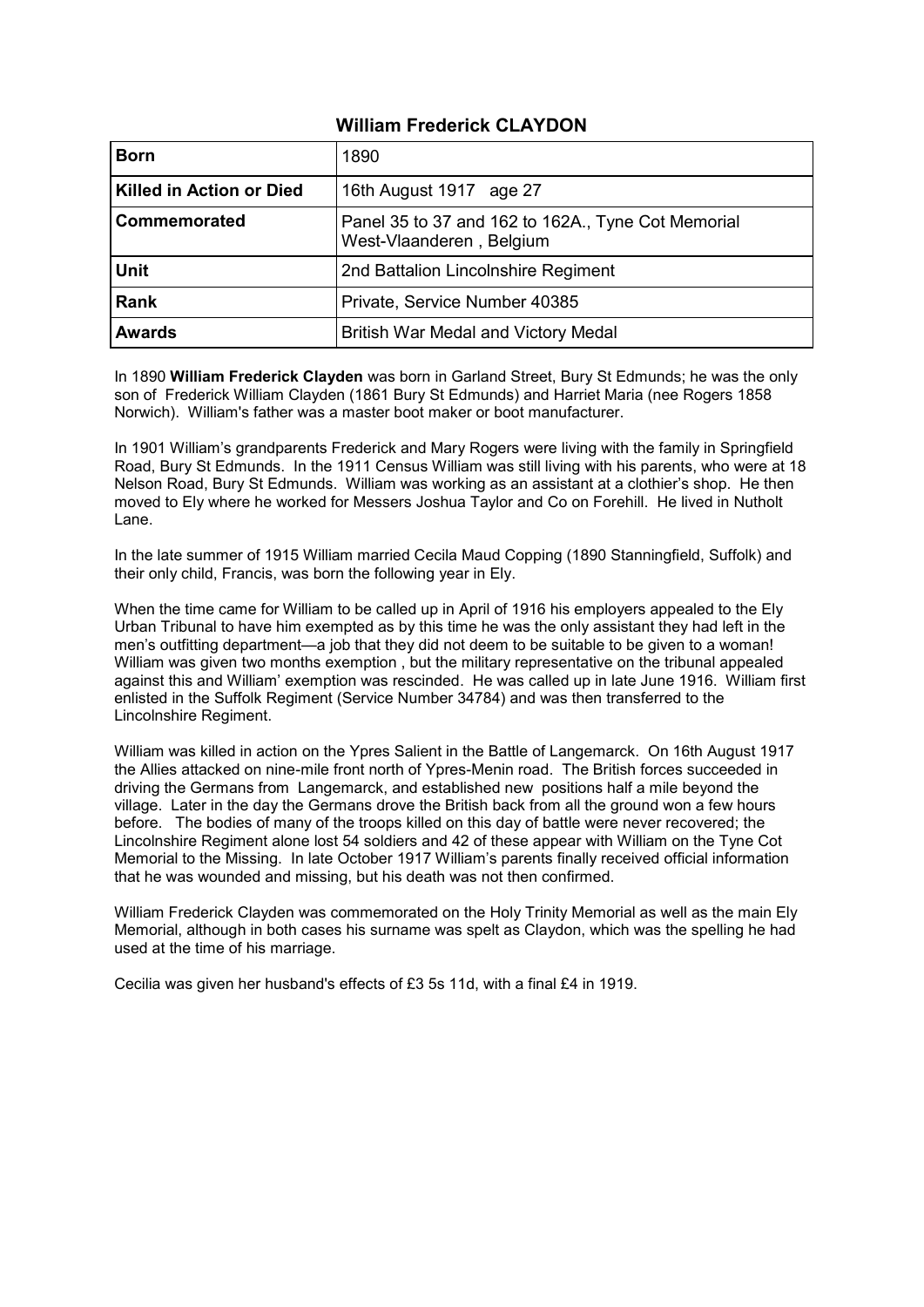## William Frederick CLAYDON

| **Born** | 1890 |
|---|---|
| **Killed in Action or Died** | 16th August 1917 age 27 |
| **Commemorated** | Panel 35 to 37 and 162 to 162A., Tyne Cot Memorial West-Vlaanderen , Belgium |
| **Unit** | 2nd Battalion Lincolnshire Regiment |
| **Rank** | Private, Service Number 40385 |
| **Awards** | British War Medal and Victory Medal |

In 1890 **William Frederick Clayden** was born in Garland Street, Bury St Edmunds; he was the only son of Frederick William Clayden (1861 Bury St Edmunds) and Harriet Maria (nee Rogers 1858 Norwich). William's father was a master boot maker or boot manufacturer.

In 1901 William's grandparents Frederick and Mary Rogers were living with the family in Springfield Road, Bury St Edmunds. In the 1911 Census William was still living with his parents, who were at 18 Nelson Road, Bury St Edmunds. William was working as an assistant at a clothier's shop. He then moved to Ely where he worked for Messers Joshua Taylor and Co on Forehill. He lived in Nutholt Lane.

In the late summer of 1915 William married Cecila Maud Copping (1890 Stanningfield, Suffolk) and their only child, Francis, was born the following year in Ely.

When the time came for William to be called up in April of 1916 his employers appealed to the Ely Urban Tribunal to have him exempted as by this time he was the only assistant they had left in the men's outfitting department—a job that they did not deem to be suitable to be given to a woman! William was given two months exemption , but the military representative on the tribunal appealed against this and William' exemption was rescinded. He was called up in late June 1916. William first enlisted in the Suffolk Regiment (Service Number 34784) and was then transferred to the Lincolnshire Regiment.

William was killed in action on the Ypres Salient in the Battle of Langemarck. On 16th August 1917 the Allies attacked on nine-mile front north of Ypres-Menin road. The British forces succeeded in driving the Germans from Langemarck, and established new positions half a mile beyond the village. Later in the day the Germans drove the British back from all the ground won a few hours before. The bodies of many of the troops killed on this day of battle were never recovered; the Lincolnshire Regiment alone lost 54 soldiers and 42 of these appear with William on the Tyne Cot Memorial to the Missing. In late October 1917 William's parents finally received official information that he was wounded and missing, but his death was not then confirmed.

William Frederick Clayden was commemorated on the Holy Trinity Memorial as well as the main Ely Memorial, although in both cases his surname was spelt as Claydon, which was the spelling he had used at the time of his marriage.

Cecilia was given her husband's effects of £3 5s 11d, with a final £4 in 1919.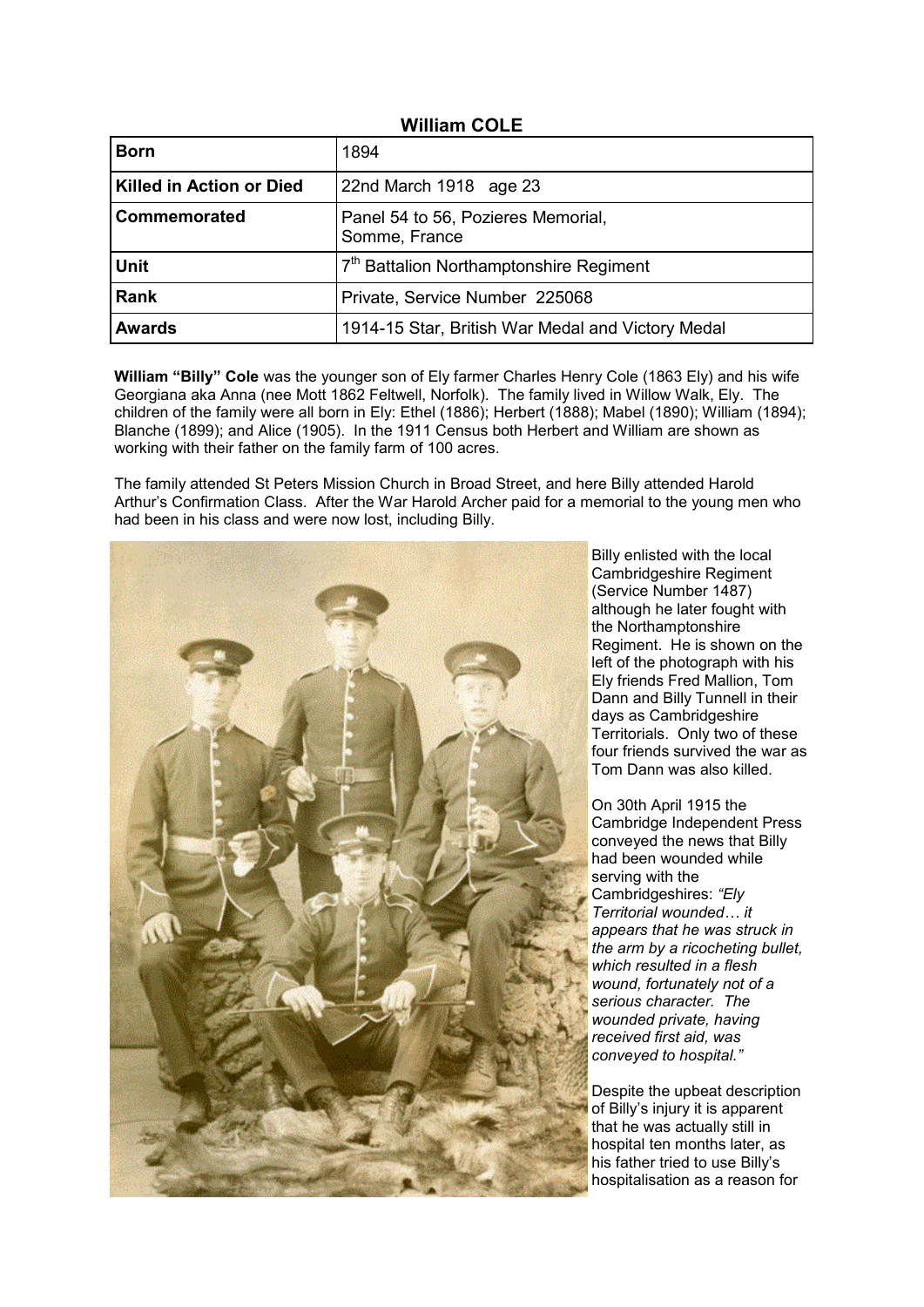## William COLE

| Born | 1894 |
|---|---|
| Killed in Action or Died | 22nd March 1918 age 23 |
| Commemorated | Panel 54 to 56, Pozieres Memorial, Somme, France |
| Unit | 7th Battalion Northamptonshire Regiment |
| Rank | Private, Service Number 225068 |
| Awards | 1914-15 Star, British War Medal and Victory Medal |

**William "Billy" Cole** was the younger son of Ely farmer Charles Henry Cole (1863 Ely) and his wife Georgiana aka Anna (nee Mott 1862 Feltwell, Norfolk). The family lived in Willow Walk, Ely. The children of the family were all born in Ely: Ethel (1886); Herbert (1888); Mabel (1890); William (1894); Blanche (1899); and Alice (1905). In the 1911 Census both Herbert and William are shown as working with their father on the family farm of 100 acres.

The family attended St Peters Mission Church in Broad Street, and here Billy attended Harold Arthur's Confirmation Class. After the War Harold Archer paid for a memorial to the young men who had been in his class and were now lost, including Billy.

Billy enlisted with the local Cambridgeshire Regiment (Service Number 1487) although he later fought with the Northamptonshire Regiment. He is shown on the left of the photograph with his Ely friends Fred Mallion, Tom Dann and Billy Tunnell in their days as Cambridgeshire Territorials. Only two of these four friends survived the war as Tom Dann was also killed.

On 30th April 1915 the Cambridge Independent Press conveyed the news that Billy had been wounded while serving with the Cambridgeshires: *"Ely Territorial wounded… it appears that he was struck in the arm by a ricocheting bullet, which resulted in a flesh wound, fortunately not of a serious character. The wounded private, having received first aid, was conveyed to hospital."*

Despite the upbeat description of Billy's injury it is apparent that he was actually still in hospital ten months later, as his father tried to use Billy's hospitalisation as a reason for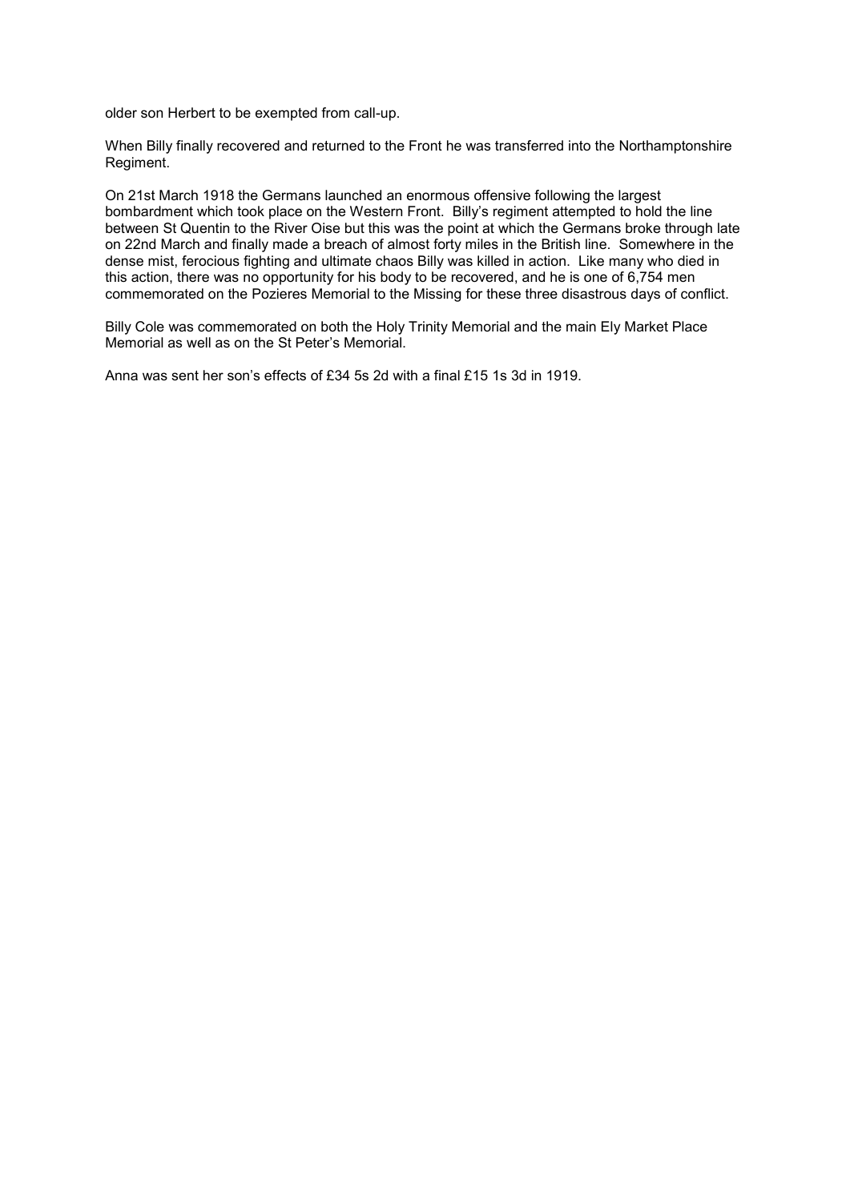older son Herbert to be exempted from call-up.

When Billy finally recovered and returned to the Front he was transferred into the Northamptonshire Regiment.

On 21st March 1918 the Germans launched an enormous offensive following the largest bombardment which took place on the Western Front. Billy's regiment attempted to hold the line between St Quentin to the River Oise but this was the point at which the Germans broke through late on 22nd March and finally made a breach of almost forty miles in the British line. Somewhere in the dense mist, ferocious fighting and ultimate chaos Billy was killed in action. Like many who died in this action, there was no opportunity for his body to be recovered, and he is one of 6,754 men commemorated on the Pozieres Memorial to the Missing for these three disastrous days of conflict.

Billy Cole was commemorated on both the Holy Trinity Memorial and the main Ely Market Place Memorial as well as on the St Peter's Memorial.

Anna was sent her son's effects of £34 5s 2d with a final £15 1s 3d in 1919.